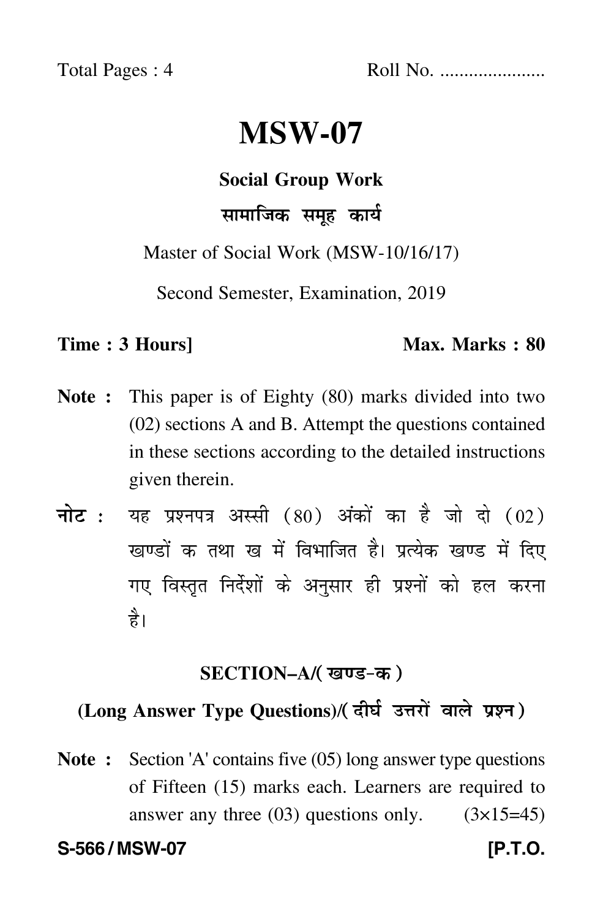Total Pages : 4 Roll No. .....................

# MSW-07

**Social Group Work**

**सामाजिक समूह कार्य**

Master of Social Work (MSW-10/16/17)

Second Semester, Examination, 2019

**Time : 3 Hours]** **Max. Marks : 80**

**Note :** This paper is of Eighty (80) marks divided into two (02) sections A and B. Attempt the questions contained in these sections according to the detailed instructions given therein.

**नोट :** यह प्रश्नपत्र अस्सी (80) अंकों का है जो दो (02) खण्डों क तथा ख में विभाजित है। प्रत्येक खण्ड में दिए गए विस्तृत निर्देशों के अनुसार ही प्रश्नों को हल करना है।

## SECTION–A/(खण्ड-क)

### (Long Answer Type Questions)/(दीर्घ उत्तरों वाले प्रश्न)

**Note :** Section 'A' contains five (05) long answer type questions of Fifteen (15) marks each. Learners are required to answer any three (03) questions only. (3×15=45)

**S-566 / MSW-07** **[P.T.O.**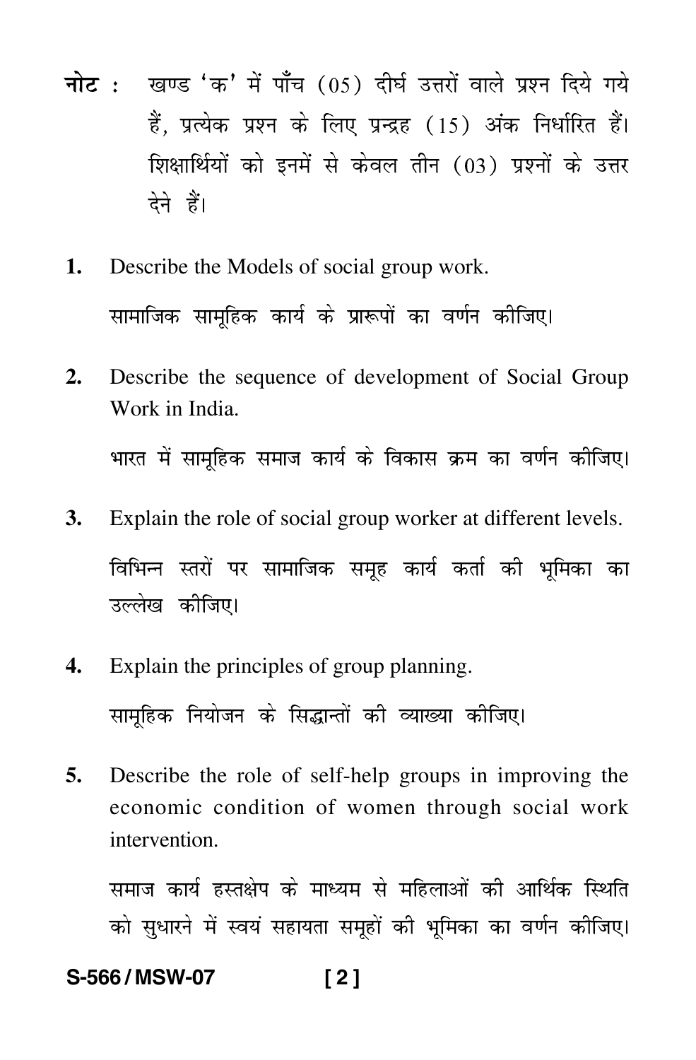**नोट :** खण्ड 'क' में पाँच (05) दीर्घ उत्तरों वाले प्रश्न दिये गये हैं, प्रत्येक प्रश्न के लिए पन्द्रह (15) अंक निर्धारित हैं। शिक्षार्थियों को इनमें से केवल तीन (03) प्रश्नों के उत्तर देने हैं।

1. Describe the Models of social group work.

   सामाजिक सामूहिक कार्य के प्रारूपों का वर्णन कीजिए।

2. Describe the sequence of development of Social Group Work in India.

   भारत में सामूहिक समाज कार्य के विकास क्रम का वर्णन कीजिए।

3. Explain the role of social group worker at different levels.

   विभिन्न स्तरों पर सामाजिक समूह कार्य कर्ता की भूमिका का उल्लेख कीजिए।

4. Explain the principles of group planning.

   सामूहिक नियोजन के सिद्धान्तों की व्याख्या कीजिए।

5. Describe the role of self-help groups in improving the economic condition of women through social work intervention.

   समाज कार्य हस्तक्षेप के माध्यम से महिलाओं की आर्थिक स्थिति को सुधारने में स्वयं सहायता समूहों की भूमिका का वर्णन कीजिए।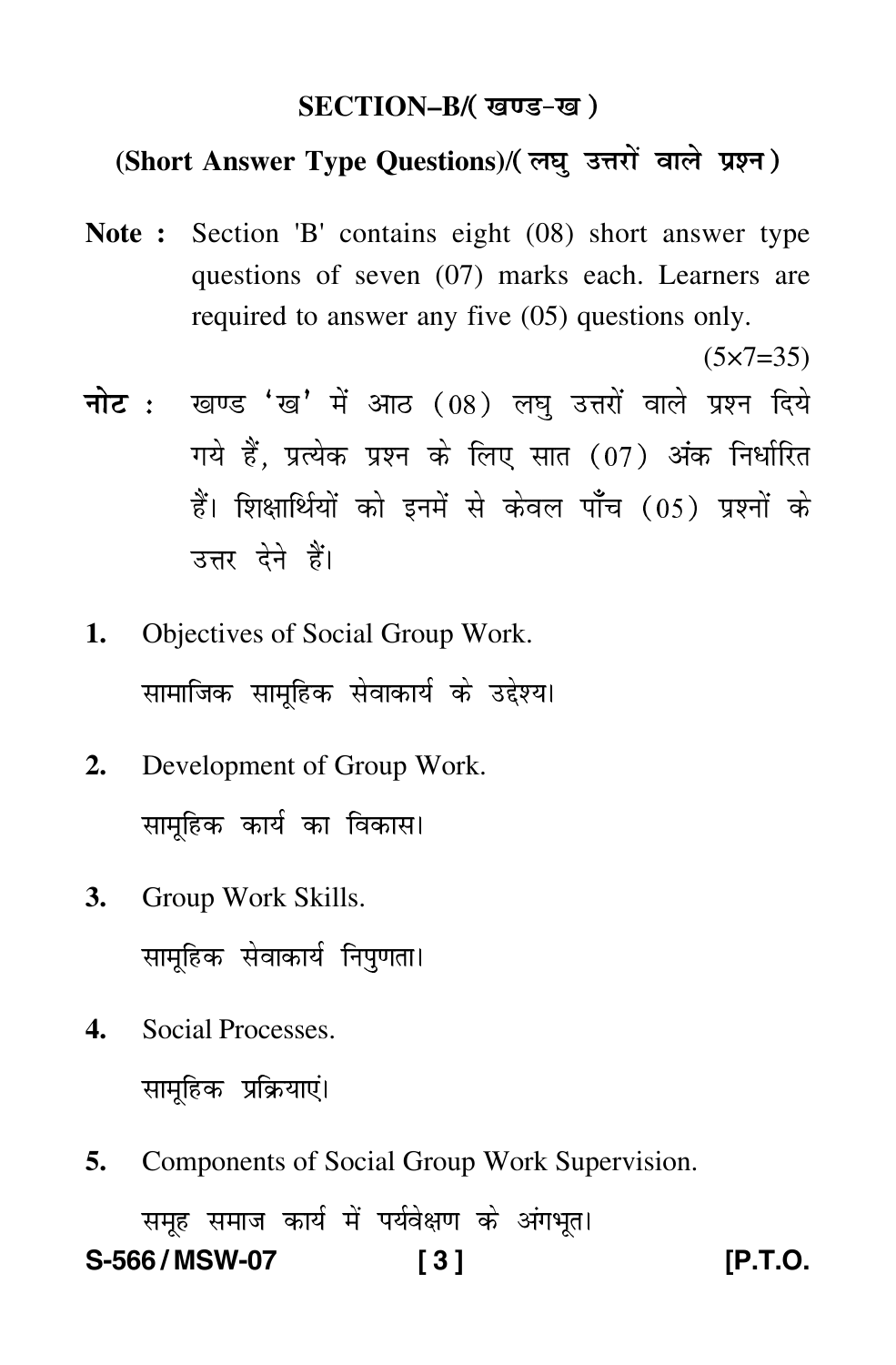## SECTION–B/( खण्ड-ख )

### (Short Answer Type Questions)/( लघु उत्तरों वाले प्रश्न )

**Note :** Section 'B' contains eight (08) short answer type questions of seven (07) marks each. Learners are required to answer any five (05) questions only.

(5×7=35)

**नोट :** खण्ड 'ख' में आठ (08) लघु उत्तरों वाले प्रश्न दिये गये हैं, प्रत्येक प्रश्न के लिए सात (07) अंक निर्धारित हैं। शिक्षार्थियों को इनमें से केवल पाँच (05) प्रश्नों के उत्तर देने हैं।

**1.** Objectives of Social Group Work.

सामाजिक सामूहिक सेवाकार्य के उद्देश्य।

**2.** Development of Group Work.

सामूहिक कार्य का विकास।

**3.** Group Work Skills.

सामूहिक सेवाकार्य निपुणता।

**4.** Social Processes.

सामूहिक प्रक्रियाएं।

**5.** Components of Social Group Work Supervision.

समूह समाज कार्य में पर्यवेक्षण के अंगभूत।

S-566 / MSW-07 [P.T.O.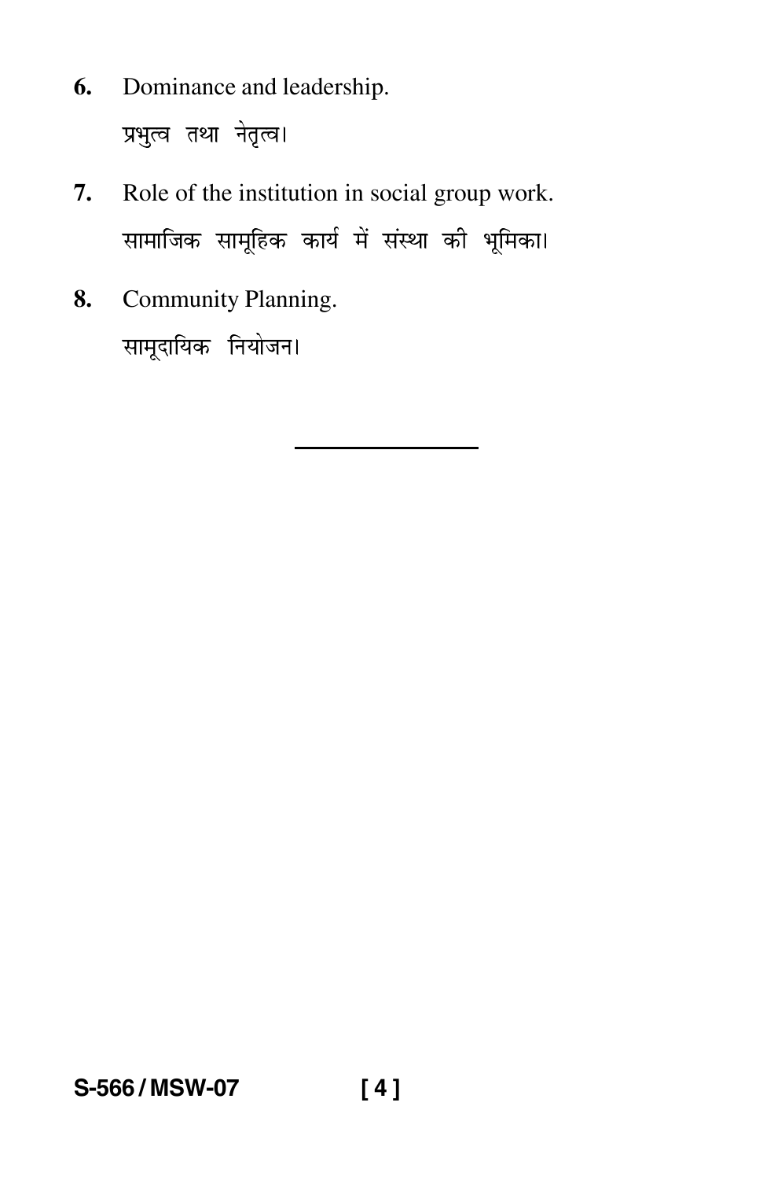6. Dominance and leadership.
   प्रभुत्व तथा नेतृत्व।

7. Role of the institution in social group work.
   सामाजिक सामूहिक कार्य में संस्था की भूमिका।

8. Community Planning.
   सामूदायिक नियोजन।